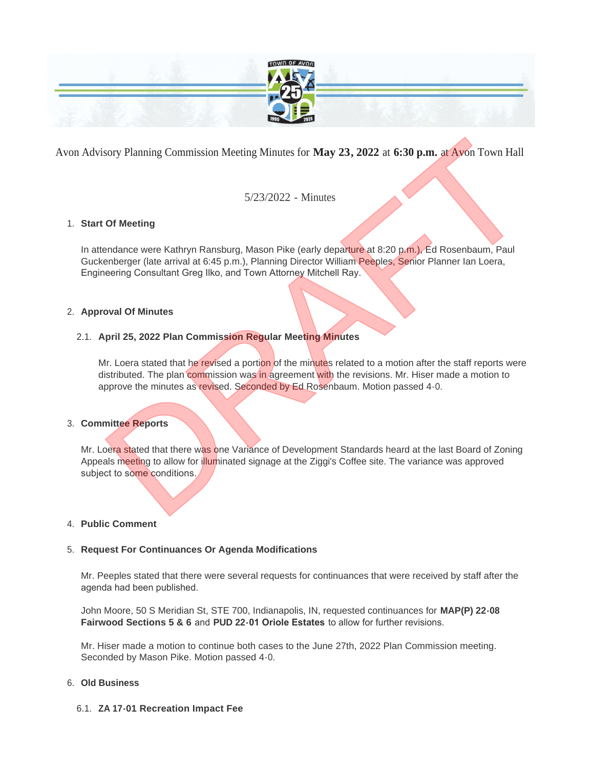Avon Advisory Planning Commission Meeting Minutes for **May 23, 2022** at **6:30 p.m.** at Avon Town Hall

5/23/2022 - Minutes

1. **Start Of Meeting**

   In attendance were Kathryn Ransburg, Mason Pike (early departure at 8:20 p.m.), Ed Rosenbaum, Paul Guckenberger (late arrival at 6:45 p.m.), Planning Director William Peeples, Senior Planner Ian Loera, Engineering Consultant Greg Ilko, and Town Attorney Mitchell Ray.

2. **Approval Of Minutes**

   2.1. **April 25, 2022 Plan Commission Regular Meeting Minutes**

   Mr. Loera stated that he revised a portion of the minutes related to a motion after the staff reports were distributed. The plan commission was in agreement with the revisions. Mr. Hiser made a motion to approve the minutes as revised. Seconded by Ed Rosenbaum. Motion passed 4-0.

3. **Committee Reports**

   Mr. Loera stated that there was one Variance of Development Standards heard at the last Board of Zoning Appeals meeting to allow for illuminated signage at the Ziggi's Coffee site. The variance was approved subject to some conditions.

4. **Public Comment**

5. **Request For Continuances Or Agenda Modifications**

   Mr. Peeples stated that there were several requests for continuances that were received by staff after the agenda had been published.

   John Moore, 50 S Meridian St, STE 700, Indianapolis, IN, requested continuances for **MAP(P) 22-08 Fairwood Sections 5 & 6** and **PUD 22-01 Oriole Estates** to allow for further revisions.

   Mr. Hiser made a motion to continue both cases to the June 27th, 2022 Plan Commission meeting. Seconded by Mason Pike. Motion passed 4-0.

6. **Old Business**

   6.1. **ZA 17-01 Recreation Impact Fee**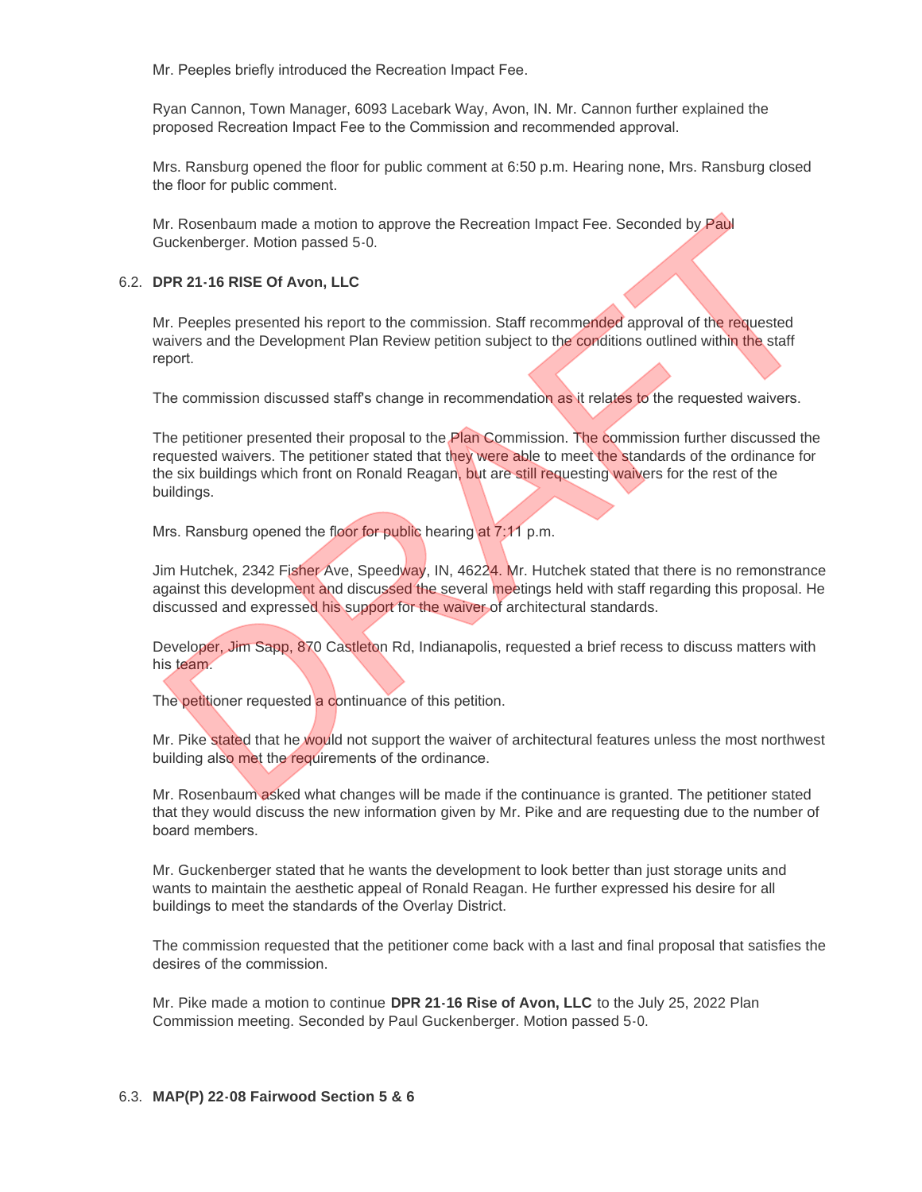Mr. Peeples briefly introduced the Recreation Impact Fee.

Ryan Cannon, Town Manager, 6093 Lacebark Way, Avon, IN. Mr. Cannon further explained the proposed Recreation Impact Fee to the Commission and recommended approval.

Mrs. Ransburg opened the floor for public comment at 6:50 p.m. Hearing none, Mrs. Ransburg closed the floor for public comment.

Mr. Rosenbaum made a motion to approve the Recreation Impact Fee. Seconded by Paul Guckenberger. Motion passed 5-0.

6.2. **DPR 21-16 RISE Of Avon, LLC**

Mr. Peeples presented his report to the commission. Staff recommended approval of the requested waivers and the Development Plan Review petition subject to the conditions outlined within the staff report.

The commission discussed staff's change in recommendation as it relates to the requested waivers.

The petitioner presented their proposal to the Plan Commission. The commission further discussed the requested waivers. The petitioner stated that they were able to meet the standards of the ordinance for the six buildings which front on Ronald Reagan, but are still requesting waivers for the rest of the buildings.

Mrs. Ransburg opened the floor for public hearing at 7:11 p.m.

Jim Hutchek, 2342 Fisher Ave, Speedway, IN, 46224. Mr. Hutchek stated that there is no remonstrance against this development and discussed the several meetings held with staff regarding this proposal. He discussed and expressed his support for the waiver of architectural standards.

Developer, Jim Sapp, 870 Castleton Rd, Indianapolis, requested a brief recess to discuss matters with his team.

The petitioner requested a continuance of this petition.

Mr. Pike stated that he would not support the waiver of architectural features unless the most northwest building also met the requirements of the ordinance.

Mr. Rosenbaum asked what changes will be made if the continuance is granted. The petitioner stated that they would discuss the new information given by Mr. Pike and are requesting due to the number of board members.

Mr. Guckenberger stated that he wants the development to look better than just storage units and wants to maintain the aesthetic appeal of Ronald Reagan. He further expressed his desire for all buildings to meet the standards of the Overlay District.

The commission requested that the petitioner come back with a last and final proposal that satisfies the desires of the commission.

Mr. Pike made a motion to continue **DPR 21-16 Rise of Avon, LLC** to the July 25, 2022 Plan Commission meeting. Seconded by Paul Guckenberger. Motion passed 5-0.

6.3. **MAP(P) 22-08 Fairwood Section 5 & 6**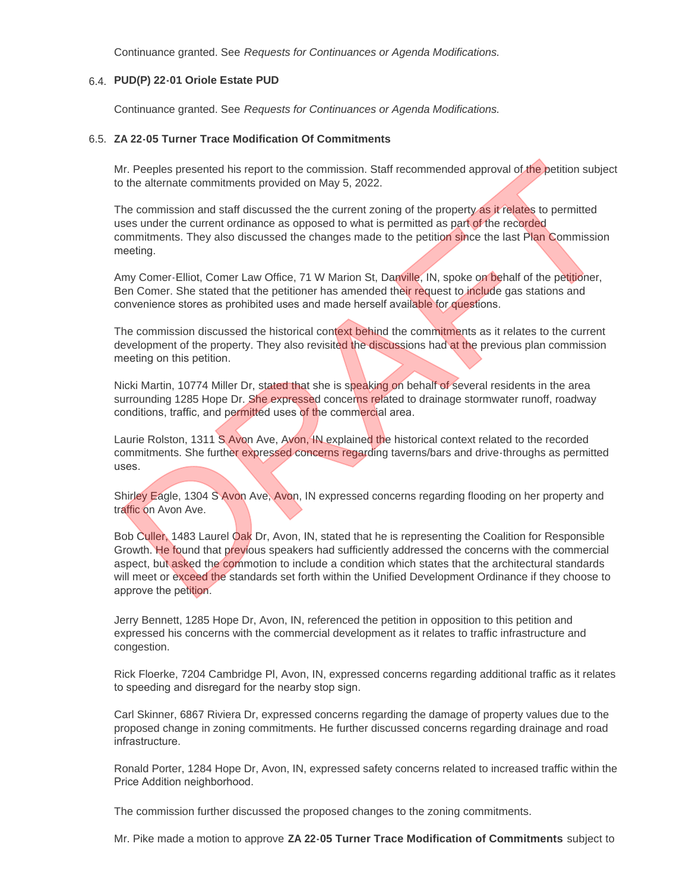Continuance granted. See *Requests for Continuances or Agenda Modifications.*

6.4. **PUD(P) 22-01 Oriole Estate PUD**

Continuance granted. See *Requests for Continuances or Agenda Modifications.*

6.5. **ZA 22-05 Turner Trace Modification Of Commitments**

Mr. Peeples presented his report to the commission. Staff recommended approval of the petition subject to the alternate commitments provided on May 5, 2022.

The commission and staff discussed the the current zoning of the property as it relates to permitted uses under the current ordinance as opposed to what is permitted as part of the recorded commitments. They also discussed the changes made to the petition since the last Plan Commission meeting.

Amy Comer-Elliot, Comer Law Office, 71 W Marion St, Danville, IN, spoke on behalf of the petitioner, Ben Comer. She stated that the petitioner has amended their request to include gas stations and convenience stores as prohibited uses and made herself available for questions.

The commission discussed the historical context behind the commitments as it relates to the current development of the property. They also revisited the discussions had at the previous plan commission meeting on this petition.

Nicki Martin, 10774 Miller Dr, stated that she is speaking on behalf of several residents in the area surrounding 1285 Hope Dr. She expressed concerns related to drainage stormwater runoff, roadway conditions, traffic, and permitted uses of the commercial area.

Laurie Rolston, 1311 S Avon Ave, Avon, IN explained the historical context related to the recorded commitments. She further expressed concerns regarding taverns/bars and drive-throughs as permitted uses.

Shirley Eagle, 1304 S Avon Ave, Avon, IN expressed concerns regarding flooding on her property and traffic on Avon Ave.

Bob Culler, 1483 Laurel Oak Dr, Avon, IN, stated that he is representing the Coalition for Responsible Growth. He found that previous speakers had sufficiently addressed the concerns with the commercial aspect, but asked the commotion to include a condition which states that the architectural standards will meet or exceed the standards set forth within the Unified Development Ordinance if they choose to approve the petition.

Jerry Bennett, 1285 Hope Dr, Avon, IN, referenced the petition in opposition to this petition and expressed his concerns with the commercial development as it relates to traffic infrastructure and congestion.

Rick Floerke, 7204 Cambridge Pl, Avon, IN, expressed concerns regarding additional traffic as it relates to speeding and disregard for the nearby stop sign.

Carl Skinner, 6867 Riviera Dr, expressed concerns regarding the damage of property values due to the proposed change in zoning commitments. He further discussed concerns regarding drainage and road infrastructure.

Ronald Porter, 1284 Hope Dr, Avon, IN, expressed safety concerns related to increased traffic within the Price Addition neighborhood.

The commission further discussed the proposed changes to the zoning commitments.

Mr. Pike made a motion to approve **ZA 22-05 Turner Trace Modification of Commitments** subject to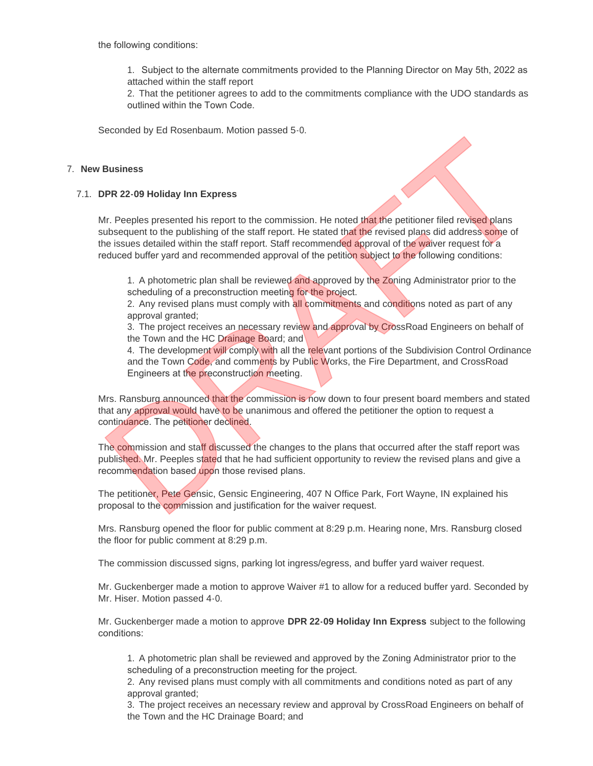the following conditions:

1. Subject to the alternate commitments provided to the Planning Director on May 5th, 2022 as attached within the staff report
2. That the petitioner agrees to add to the commitments compliance with the UDO standards as outlined within the Town Code.

Seconded by Ed Rosenbaum. Motion passed 5-0.

## 7. New Business

### 7.1. DPR 22-09 Holiday Inn Express

Mr. Peeples presented his report to the commission. He noted that the petitioner filed revised plans subsequent to the publishing of the staff report. He stated that the revised plans did address some of the issues detailed within the staff report. Staff recommended approval of the waiver request for a reduced buffer yard and recommended approval of the petition subject to the following conditions:

1. A photometric plan shall be reviewed and approved by the Zoning Administrator prior to the scheduling of a preconstruction meeting for the project.
2. Any revised plans must comply with all commitments and conditions noted as part of any approval granted;
3. The project receives an necessary review and approval by CrossRoad Engineers on behalf of the Town and the HC Drainage Board; and
4. The development will comply with all the relevant portions of the Subdivision Control Ordinance and the Town Code, and comments by Public Works, the Fire Department, and CrossRoad Engineers at the preconstruction meeting.

Mrs. Ransburg announced that the commission is now down to four present board members and stated that any approval would have to be unanimous and offered the petitioner the option to request a continuance. The petitioner declined.

The commission and staff discussed the changes to the plans that occurred after the staff report was published. Mr. Peeples stated that he had sufficient opportunity to review the revised plans and give a recommendation based upon those revised plans.

The petitioner, Pete Gensic, Gensic Engineering, 407 N Office Park, Fort Wayne, IN explained his proposal to the commission and justification for the waiver request.

Mrs. Ransburg opened the floor for public comment at 8:29 p.m. Hearing none, Mrs. Ransburg closed the floor for public comment at 8:29 p.m.

The commission discussed signs, parking lot ingress/egress, and buffer yard waiver request.

Mr. Guckenberger made a motion to approve Waiver #1 to allow for a reduced buffer yard. Seconded by Mr. Hiser. Motion passed 4-0.

Mr. Guckenberger made a motion to approve **DPR 22-09 Holiday Inn Express** subject to the following conditions:

1. A photometric plan shall be reviewed and approved by the Zoning Administrator prior to the scheduling of a preconstruction meeting for the project.
2. Any revised plans must comply with all commitments and conditions noted as part of any approval granted;
3. The project receives an necessary review and approval by CrossRoad Engineers on behalf of the Town and the HC Drainage Board; and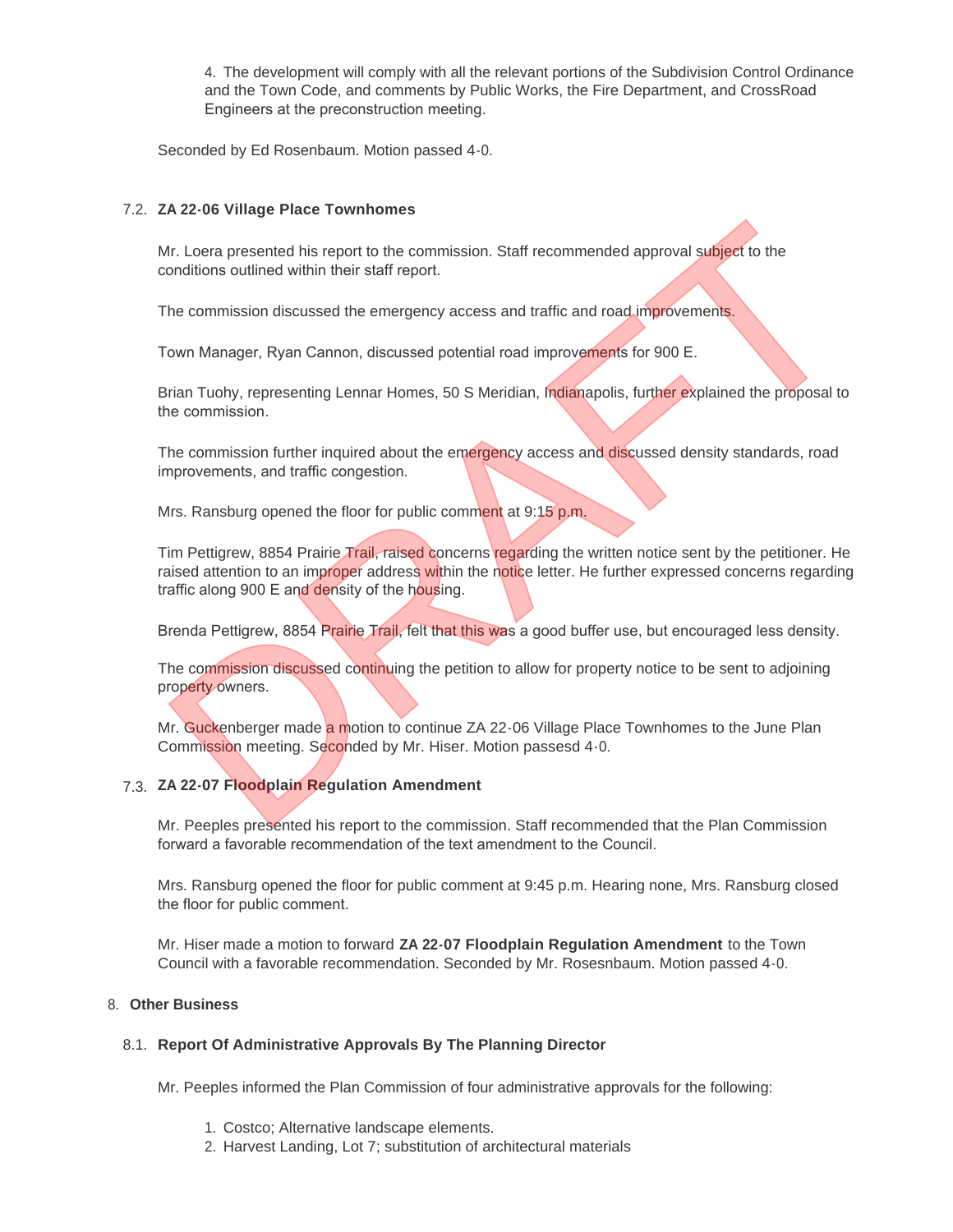4. The development will comply with all the relevant portions of the Subdivision Control Ordinance and the Town Code, and comments by Public Works, the Fire Department, and CrossRoad Engineers at the preconstruction meeting.

Seconded by Ed Rosenbaum. Motion passed 4-0.

### 7.2. ZA 22-06 Village Place Townhomes

Mr. Loera presented his report to the commission. Staff recommended approval subject to the conditions outlined within their staff report.

The commission discussed the emergency access and traffic and road improvements.

Town Manager, Ryan Cannon, discussed potential road improvements for 900 E.

Brian Tuohy, representing Lennar Homes, 50 S Meridian, Indianapolis, further explained the proposal to the commission.

The commission further inquired about the emergency access and discussed density standards, road improvements, and traffic congestion.

Mrs. Ransburg opened the floor for public comment at 9:15 p.m.

Tim Pettigrew, 8854 Prairie Trail, raised concerns regarding the written notice sent by the petitioner. He raised attention to an improper address within the notice letter. He further expressed concerns regarding traffic along 900 E and density of the housing.

Brenda Pettigrew, 8854 Prairie Trail, felt that this was a good buffer use, but encouraged less density.

The commission discussed continuing the petition to allow for property notice to be sent to adjoining property owners.

Mr. Guckenberger made a motion to continue ZA 22-06 Village Place Townhomes to the June Plan Commission meeting. Seconded by Mr. Hiser. Motion passesd 4-0.

### 7.3. ZA 22-07 Floodplain Regulation Amendment

Mr. Peeples presented his report to the commission. Staff recommended that the Plan Commission forward a favorable recommendation of the text amendment to the Council.

Mrs. Ransburg opened the floor for public comment at 9:45 p.m. Hearing none, Mrs. Ransburg closed the floor for public comment.

Mr. Hiser made a motion to forward **ZA 22-07 Floodplain Regulation Amendment** to the Town Council with a favorable recommendation. Seconded by Mr. Rosesnbaum. Motion passed 4-0.

## 8. Other Business

### 8.1. Report Of Administrative Approvals By The Planning Director

Mr. Peeples informed the Plan Commission of four administrative approvals for the following:

1. Costco; Alternative landscape elements.
2. Harvest Landing, Lot 7; substitution of architectural materials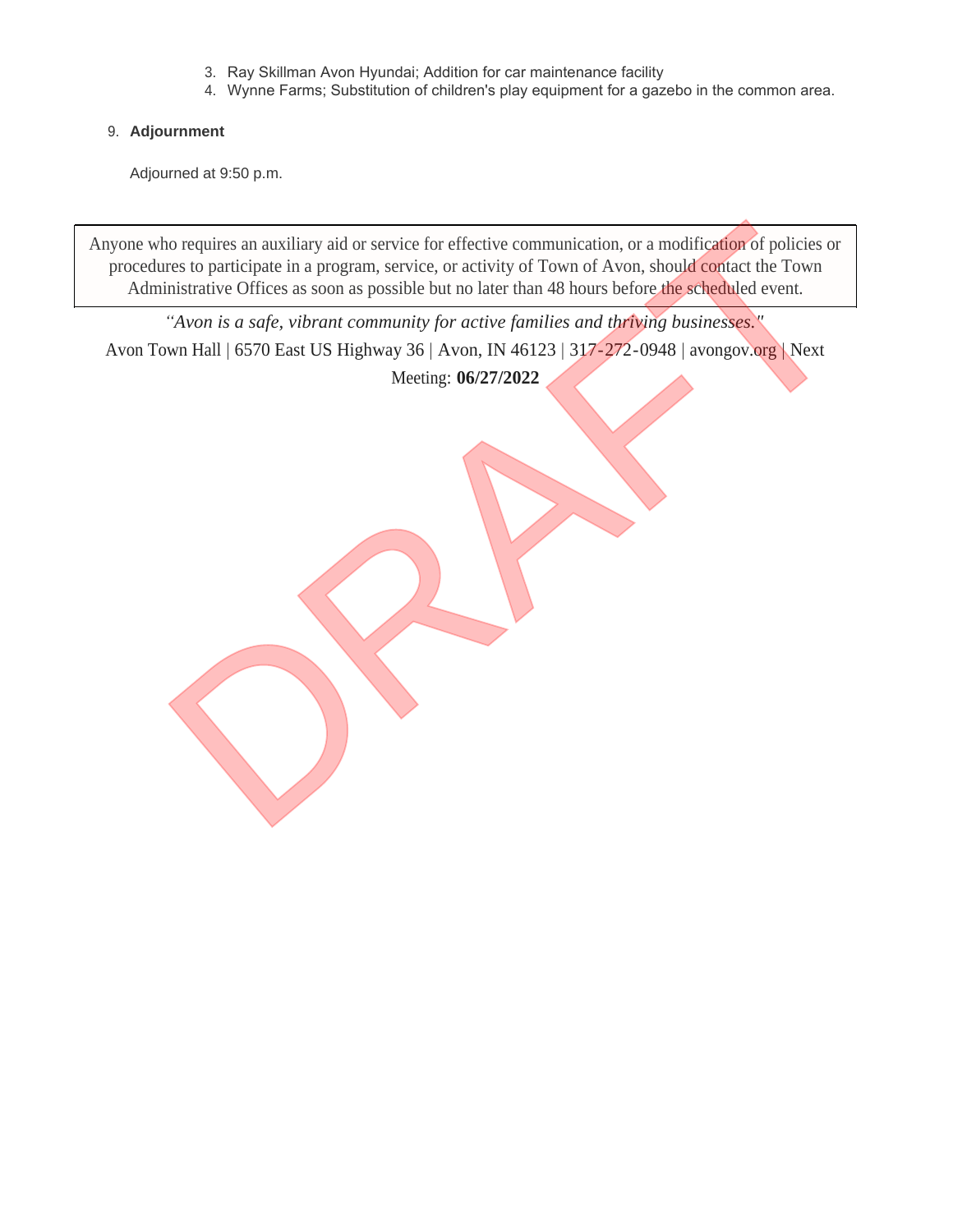3. Ray Skillman Avon Hyundai; Addition for car maintenance facility
4. Wynne Farms; Substitution of children's play equipment for a gazebo in the common area.

9. **Adjournment**

Adjourned at 9:50 p.m.

Anyone who requires an auxiliary aid or service for effective communication, or a modification of policies or procedures to participate in a program, service, or activity of Town of Avon, should contact the Town Administrative Offices as soon as possible but no later than 48 hours before the scheduled event.

*"Avon is a safe, vibrant community for active families and thriving businesses."*

Avon Town Hall | 6570 East US Highway 36 | Avon, IN 46123 | 317-272-0948 | avongov.org | Next Meeting: **06/27/2022**

DRAFT